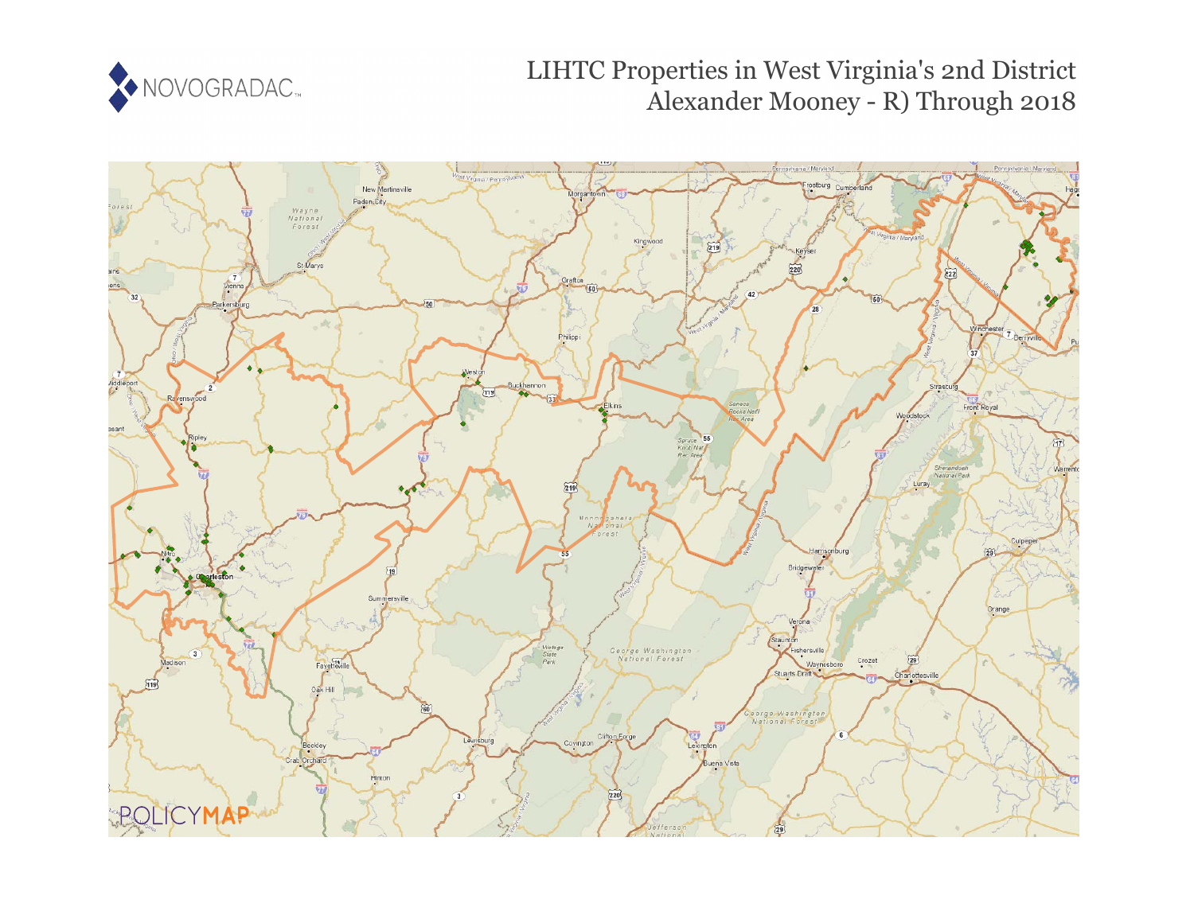NOVOGRADAC

# LIHTC Properties in West Virginia's 2nd District Alexander Mooney - R) Through 2018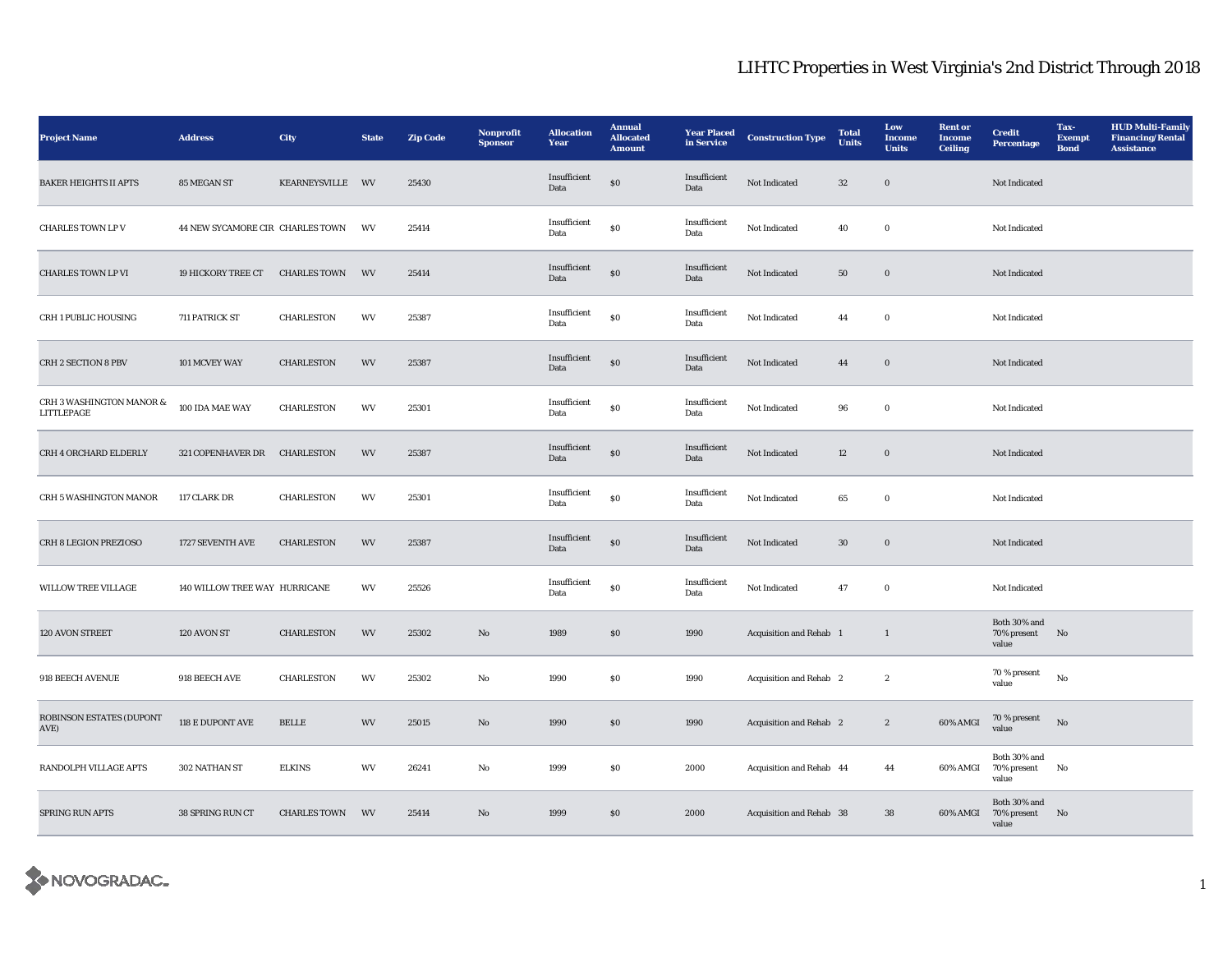# LIHTC Properties in West Virginia's 2nd District Through 2018

| Project Name | Address | City | State | Zip Code | Nonprofit Sponsor | Allocation Year | Annual Allocated Amount | Year Placed in Service | Construction Type | Total Units | Low Income Units | Rent or Income Ceiling | Credit Percentage | Tax-Exempt Bond | HUD Multi-Family Financing/Rental Assistance |
|---|---|---|---|---|---|---|---|---|---|---|---|---|---|---|---|
| BAKER HEIGHTS II APTS | 85 MEGAN ST | KEARNEYSVILLE | WV | 25430 | | Insufficient Data | $0 | Insufficient Data | Not Indicated | 32 | 0 | | Not Indicated | | |
| CHARLES TOWN LP V | 44 NEW SYCAMORE CIR | CHARLES TOWN | WV | 25414 | | Insufficient Data | $0 | Insufficient Data | Not Indicated | 40 | 0 | | Not Indicated | | |
| CHARLES TOWN LP VI | 19 HICKORY TREE CT | CHARLES TOWN | WV | 25414 | | Insufficient Data | $0 | Insufficient Data | Not Indicated | 50 | 0 | | Not Indicated | | |
| CRH 1 PUBLIC HOUSING | 711 PATRICK ST | CHARLESTON | WV | 25387 | | Insufficient Data | $0 | Insufficient Data | Not Indicated | 44 | 0 | | Not Indicated | | |
| CRH 2 SECTION 8 PBV | 101 MCVEY WAY | CHARLESTON | WV | 25387 | | Insufficient Data | $0 | Insufficient Data | Not Indicated | 44 | 0 | | Not Indicated | | |
| CRH 3 WASHINGTON MANOR & LITTLEPAGE | 100 IDA MAE WAY | CHARLESTON | WV | 25301 | | Insufficient Data | $0 | Insufficient Data | Not Indicated | 96 | 0 | | Not Indicated | | |
| CRH 4 ORCHARD ELDERLY | 321 COPENHAVER DR | CHARLESTON | WV | 25387 | | Insufficient Data | $0 | Insufficient Data | Not Indicated | 12 | 0 | | Not Indicated | | |
| CRH 5 WASHINGTON MANOR | 117 CLARK DR | CHARLESTON | WV | 25301 | | Insufficient Data | $0 | Insufficient Data | Not Indicated | 65 | 0 | | Not Indicated | | |
| CRH 8 LEGION PREZIOSO | 1727 SEVENTH AVE | CHARLESTON | WV | 25387 | | Insufficient Data | $0 | Insufficient Data | Not Indicated | 30 | 0 | | Not Indicated | | |
| WILLOW TREE VILLAGE | 140 WILLOW TREE WAY | HURRICANE | WV | 25526 | | Insufficient Data | $0 | Insufficient Data | Not Indicated | 47 | 0 | | Not Indicated | | |
| 120 AVON STREET | 120 AVON ST | CHARLESTON | WV | 25302 | No | 1989 | $0 | 1990 | Acquisition and Rehab | 1 | 1 | | Both 30% and 70% present value | No | |
| 918 BEECH AVENUE | 918 BEECH AVE | CHARLESTON | WV | 25302 | No | 1990 | $0 | 1990 | Acquisition and Rehab | 2 | 2 | | 70 % present value | No | |
| ROBINSON ESTATES (DUPONT AVE) | 118 E DUPONT AVE | BELLE | WV | 25015 | No | 1990 | $0 | 1990 | Acquisition and Rehab | 2 | 2 | 60% AMGI | 70 % present value | No | |
| RANDOLPH VILLAGE APTS | 302 NATHAN ST | ELKINS | WV | 26241 | No | 1999 | $0 | 2000 | Acquisition and Rehab | 44 | 44 | 60% AMGI | Both 30% and 70% present value | No | |
| SPRING RUN APTS | 38 SPRING RUN CT | CHARLES TOWN | WV | 25414 | No | 1999 | $0 | 2000 | Acquisition and Rehab | 38 | 38 | 60% AMGI | Both 30% and 70% present value | No | |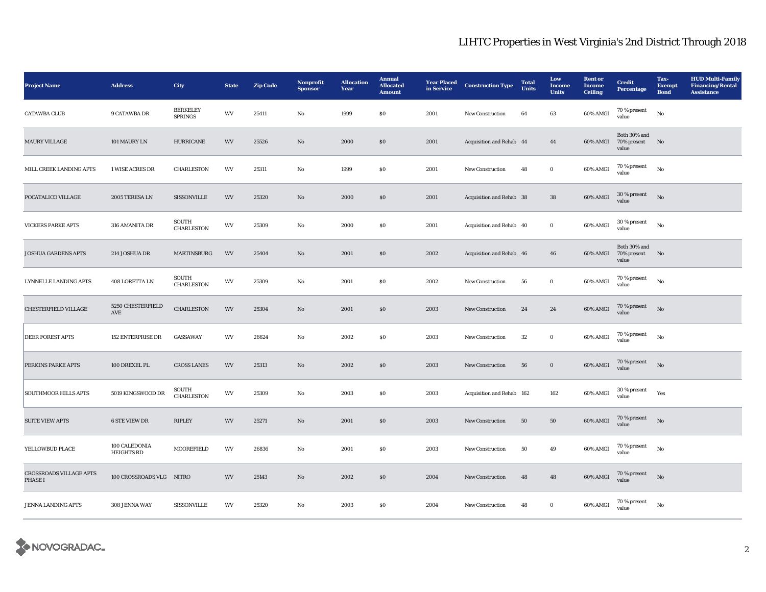# LIHTC Properties in West Virginia's 2nd District Through 2018

| Project Name | Address | City | State | Zip Code | Nonprofit Sponsor | Allocation Year | Annual Allocated Amount | Year Placed in Service | Construction Type | Total Units | Low Income Units | Rent or Income Ceiling | Credit Percentage | Tax-Exempt Bond | HUD Multi-Family Financing/Rental Assistance |
|---|---|---|---|---|---|---|---|---|---|---|---|---|---|---|---|
| CATAWBA CLUB | 9 CATAWBA DR | BERKELEY SPRINGS | WV | 25411 | No | 1999 | $0 | 2001 | New Construction | 64 | 63 | 60% AMGI | 70 % present value | No | |
| MAURY VILLAGE | 101 MAURY LN | HURRICANE | WV | 25526 | No | 2000 | $0 | 2001 | Acquisition and Rehab | 44 | 44 | 60% AMGI | Both 30% and 70% present value | No | |
| MILL CREEK LANDING APTS | 1 WISE ACRES DR | CHARLESTON | WV | 25311 | No | 1999 | $0 | 2001 | New Construction | 48 | 0 | 60% AMGI | 70 % present value | No | |
| POCATALICO VILLAGE | 2005 TERESA LN | SISSONVILLE | WV | 25320 | No | 2000 | $0 | 2001 | Acquisition and Rehab | 38 | 38 | 60% AMGI | 30 % present value | No | |
| VICKERS PARKE APTS | 316 AMANITA DR | SOUTH CHARLESTON | WV | 25309 | No | 2000 | $0 | 2001 | Acquisition and Rehab | 40 | 0 | 60% AMGI | 30 % present value | No | |
| JOSHUA GARDENS APTS | 214 JOSHUA DR | MARTINSBURG | WV | 25404 | No | 2001 | $0 | 2002 | Acquisition and Rehab | 46 | 46 | 60% AMGI | Both 30% and 70% present value | No | |
| LYNNELLE LANDING APTS | 408 LORETTA LN | SOUTH CHARLESTON | WV | 25309 | No | 2001 | $0 | 2002 | New Construction | 56 | 0 | 60% AMGI | 70 % present value | No | |
| CHESTERFIELD VILLAGE | 5250 CHESTERFIELD AVE | CHARLESTON | WV | 25304 | No | 2001 | $0 | 2003 | New Construction | 24 | 24 | 60% AMGI | 70 % present value | No | |
| DEER FOREST APTS | 152 ENTERPRISE DR | GASSAWAY | WV | 26624 | No | 2002 | $0 | 2003 | New Construction | 32 | 0 | 60% AMGI | 70 % present value | No | |
| PERKINS PARKE APTS | 100 DREXEL PL | CROSS LANES | WV | 25313 | No | 2002 | $0 | 2003 | New Construction | 56 | 0 | 60% AMGI | 70 % present value | No | |
| SOUTHMOOR HILLS APTS | 5019 KINGSWOOD DR | SOUTH CHARLESTON | WV | 25309 | No | 2003 | $0 | 2003 | Acquisition and Rehab | 162 | 162 | 60% AMGI | 30 % present value | Yes | |
| SUITE VIEW APTS | 6 STE VIEW DR | RIPLEY | WV | 25271 | No | 2001 | $0 | 2003 | New Construction | 50 | 50 | 60% AMGI | 70 % present value | No | |
| YELLOWBUD PLACE | 100 CALEDONIA HEIGHTS RD | MOOREFIELD | WV | 26836 | No | 2001 | $0 | 2003 | New Construction | 50 | 49 | 60% AMGI | 70 % present value | No | |
| CROSSROADS VILLAGE APTS PHASE I | 100 CROSSROADS VLG | NITRO | WV | 25143 | No | 2002 | $0 | 2004 | New Construction | 48 | 48 | 60% AMGI | 70 % present value | No | |
| JENNA LANDING APTS | 308 JENNA WAY | SISSONVILLE | WV | 25320 | No | 2003 | $0 | 2004 | New Construction | 48 | 0 | 60% AMGI | 70 % present value | No | |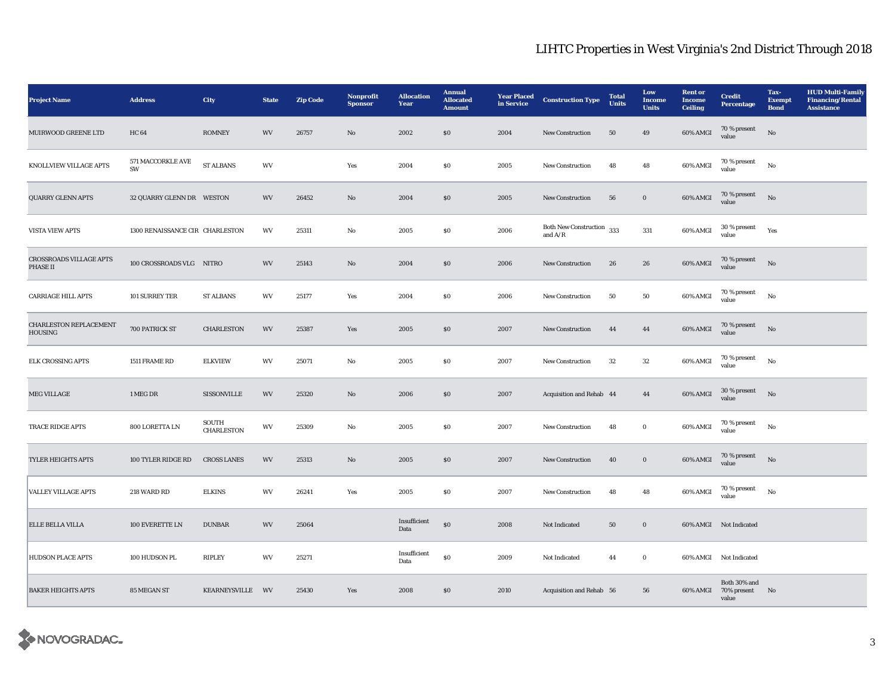## LIHTC Properties in West Virginia's 2nd District Through 2018

| Project Name | Address | City | State | Zip Code | Nonprofit Sponsor | Allocation Year | Annual Allocated Amount | Year Placed in Service | Construction Type | Total Units | Low Income Units | Rent or Income Ceiling | Credit Percentage | Tax-Exempt Bond | HUD Multi-Family Financing/Rental Assistance |
|---|---|---|---|---|---|---|---|---|---|---|---|---|---|---|---|
| MUIRWOOD GREENE LTD | HC 64 | ROMNEY | WV | 26757 | No | 2002 | $0 | 2004 | New Construction | 50 | 49 | 60% AMGI | 70 % present value | No | |
| KNOLLVIEW VILLAGE APTS | 571 MACCORKLE AVE SW | ST ALBANS | WV | | Yes | 2004 | $0 | 2005 | New Construction | 48 | 48 | 60% AMGI | 70 % present value | No | |
| QUARRY GLENN APTS | 32 QUARRY GLENN DR | WESTON | WV | 26452 | No | 2004 | $0 | 2005 | New Construction | 56 | 0 | 60% AMGI | 70 % present value | No | |
| VISTA VIEW APTS | 1300 RENAISSANCE CIR | CHARLESTON | WV | 25311 | No | 2005 | $0 | 2006 | Both New Construction and A/R | 333 | 331 | 60% AMGI | 30 % present value | Yes | |
| CROSSROADS VILLAGE APTS PHASE II | 100 CROSSROADS VLG | NITRO | WV | 25143 | No | 2004 | $0 | 2006 | New Construction | 26 | 26 | 60% AMGI | 70 % present value | No | |
| CARRIAGE HILL APTS | 101 SURREY TER | ST ALBANS | WV | 25177 | Yes | 2004 | $0 | 2006 | New Construction | 50 | 50 | 60% AMGI | 70 % present value | No | |
| CHARLESTON REPLACEMENT HOUSING | 700 PATRICK ST | CHARLESTON | WV | 25387 | Yes | 2005 | $0 | 2007 | New Construction | 44 | 44 | 60% AMGI | 70 % present value | No | |
| ELK CROSSING APTS | 1511 FRAME RD | ELKVIEW | WV | 25071 | No | 2005 | $0 | 2007 | New Construction | 32 | 32 | 60% AMGI | 70 % present value | No | |
| MEG VILLAGE | 1 MEG DR | SISSONVILLE | WV | 25320 | No | 2006 | $0 | 2007 | Acquisition and Rehab | 44 | 44 | 60% AMGI | 30 % present value | No | |
| TRACE RIDGE APTS | 800 LORETTA LN | SOUTH CHARLESTON | WV | 25309 | No | 2005 | $0 | 2007 | New Construction | 48 | 0 | 60% AMGI | 70 % present value | No | |
| TYLER HEIGHTS APTS | 100 TYLER RIDGE RD | CROSS LANES | WV | 25313 | No | 2005 | $0 | 2007 | New Construction | 40 | 0 | 60% AMGI | 70 % present value | No | |
| VALLEY VILLAGE APTS | 218 WARD RD | ELKINS | WV | 26241 | Yes | 2005 | $0 | 2007 | New Construction | 48 | 48 | 60% AMGI | 70 % present value | No | |
| ELLE BELLA VILLA | 100 EVERETTE LN | DUNBAR | WV | 25064 | | Insufficient Data | $0 | 2008 | Not Indicated | 50 | 0 | 60% AMGI | Not Indicated | | |
| HUDSON PLACE APTS | 100 HUDSON PL | RIPLEY | WV | 25271 | | Insufficient Data | $0 | 2009 | Not Indicated | 44 | 0 | 60% AMGI | Not Indicated | | |
| BAKER HEIGHTS APTS | 85 MEGAN ST | KEARNEYSVILLE | WV | 25430 | Yes | 2008 | $0 | 2010 | Acquisition and Rehab | 56 | 56 | 60% AMGI | Both 30% and 70% present value | No | |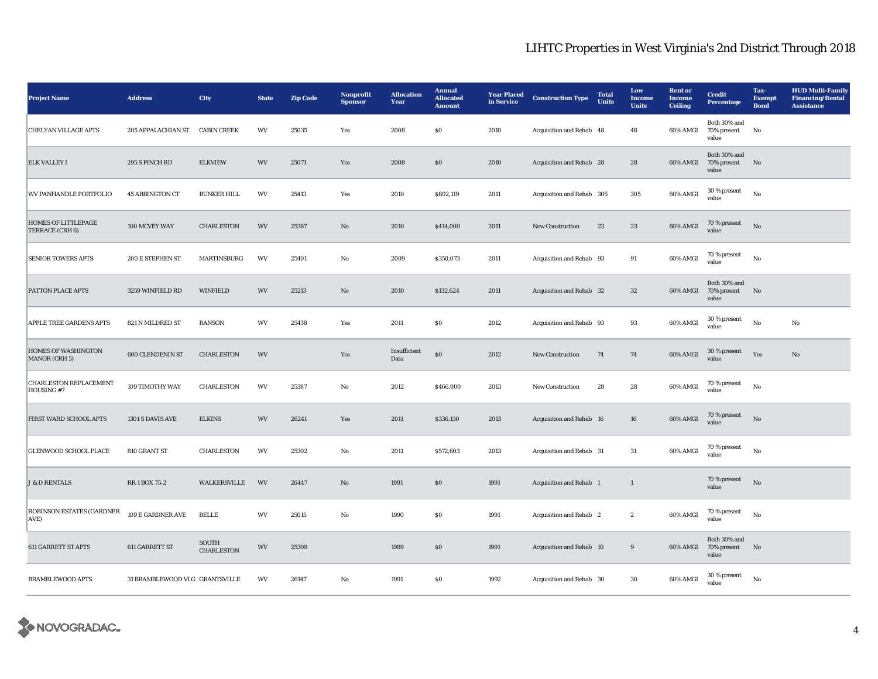# LIHTC Properties in West Virginia's 2nd District Through 2018

| Project Name | Address | City | State | Zip Code | Nonprofit Sponsor | Allocation Year | Annual Allocated Amount | Year Placed in Service | Construction Type | Total Units | Low Income Units | Rent or Income Ceiling | Credit Percentage | Tax-Exempt Bond | HUD Multi-Family Financing/Rental Assistance |
|---|---|---|---|---|---|---|---|---|---|---|---|---|---|---|---|
| CHELYAN VILLAGE APTS | 205 APPALACHIAN ST | CABIN CREEK | WV | 25035 | Yes | 2008 | $0 | 2010 | Acquisition and Rehab | 48 | 48 | 60% AMGI | Both 30% and 70% present value | No | |
| ELK VALLEY I | 295 S PINCH RD | ELKVIEW | WV | 25071 | Yes | 2008 | $0 | 2010 | Acquisition and Rehab | 28 | 28 | 60% AMGI | Both 30% and 70% present value | No | |
| WV PANHANDLE PORTFOLIO | 45 ABBINGTON CT | BUNKER HILL | WV | 25413 | Yes | 2010 | $802,119 | 2011 | Acquisition and Rehab | 305 | 305 | 60% AMGI | 30 % present value | No | |
| HOMES OF LITTLEPAGE TERRACE (CRH 6) | 100 MCVEY WAY | CHARLESTON | WV | 25387 | No | 2010 | $414,000 | 2011 | New Construction | 23 | 23 | 60% AMGI | 70 % present value | No | |
| SENIOR TOWERS APTS | 200 E STEPHEN ST | MARTINSBURG | WV | 25401 | No | 2009 | $350,073 | 2011 | Acquisition and Rehab | 93 | 91 | 60% AMGI | 70 % present value | No | |
| PATTON PLACE APTS | 3259 WINFIELD RD | WINFIELD | WV | 25213 | No | 2010 | $132,624 | 2011 | Acquisition and Rehab | 32 | 32 | 60% AMGI | Both 30% and 70% present value | No | |
| APPLE TREE GARDENS APTS | 821 N MILDRED ST | RANSON | WV | 25438 | Yes | 2011 | $0 | 2012 | Acquisition and Rehab | 93 | 93 | 60% AMGI | 30 % present value | No | No |
| HOMES OF WASHINGTON MANOR (CRH 5) | 600 CLENDENIN ST | CHARLESTON | WV | | Yes | Insufficient Data | $0 | 2012 | New Construction | 74 | 74 | 60% AMGI | 30 % present value | Yes | No |
| CHARLESTON REPLACEMENT HOUSING #7 | 109 TIMOTHY WAY | CHARLESTON | WV | 25387 | No | 2012 | $466,000 | 2013 | New Construction | 28 | 28 | 60% AMGI | 70 % present value | No | |
| FIRST WARD SCHOOL APTS | 1301 S DAVIS AVE | ELKINS | WV | 26241 | Yes | 2011 | $336,130 | 2013 | Acquisition and Rehab | 16 | 16 | 60% AMGI | 70 % present value | No | |
| GLENWOOD SCHOOL PLACE | 810 GRANT ST | CHARLESTON | WV | 25302 | No | 2011 | $572,603 | 2013 | Acquisition and Rehab | 31 | 31 | 60% AMGI | 70 % present value | No | |
| J & D RENTALS | RR 1 BOX 75-2 | WALKERSVILLE | WV | 26447 | No | 1991 | $0 | 1991 | Acquisition and Rehab | 1 | 1 | | 70 % present value | No | |
| ROBINSON ESTATES (GARDNER AVE) | 109 E GARDNER AVE | BELLE | WV | 25015 | No | 1990 | $0 | 1991 | Acquisition and Rehab | 2 | 2 | 60% AMGI | 70 % present value | No | |
| 611 GARRETT ST APTS | 611 GARRETT ST | SOUTH CHARLESTON | WV | 25309 | | 1989 | $0 | 1991 | Acquisition and Rehab | 10 | 9 | 60% AMGI | Both 30% and 70% present value | No | |
| BRAMBLEWOOD APTS | 31 BRAMBLEWOOD VLG | GRANTSVILLE | WV | 26147 | No | 1991 | $0 | 1992 | Acquisition and Rehab | 30 | 30 | 60% AMGI | 30 % present value | No | |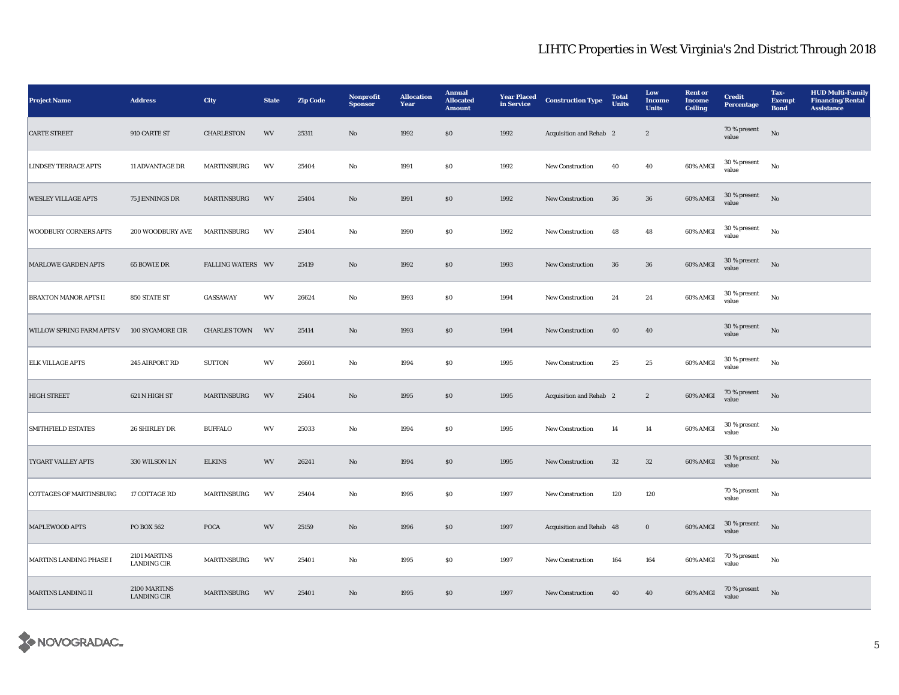# LIHTC Properties in West Virginia's 2nd District Through 2018

| Project Name | Address | City | State | Zip Code | Nonprofit Sponsor | Allocation Year | Annual Allocated Amount | Year Placed in Service | Construction Type | Total Units | Low Income Units | Rent or Income Ceiling | Credit Percentage | Tax-Exempt Bond | HUD Multi-Family Financing/Rental Assistance |
|---|---|---|---|---|---|---|---|---|---|---|---|---|---|---|---|
| CARTE STREET | 910 CARTE ST | CHARLESTON | WV | 25311 | No | 1992 | $0 | 1992 | Acquisition and Rehab | 2 | 2 | | 70 % present value | No | |
| LINDSEY TERRACE APTS | 11 ADVANTAGE DR | MARTINSBURG | WV | 25404 | No | 1991 | $0 | 1992 | New Construction | 40 | 40 | 60% AMGI | 30 % present value | No | |
| WESLEY VILLAGE APTS | 75 JENNINGS DR | MARTINSBURG | WV | 25404 | No | 1991 | $0 | 1992 | New Construction | 36 | 36 | 60% AMGI | 30 % present value | No | |
| WOODBURY CORNERS APTS | 200 WOODBURY AVE | MARTINSBURG | WV | 25404 | No | 1990 | $0 | 1992 | New Construction | 48 | 48 | 60% AMGI | 30 % present value | No | |
| MARLOWE GARDEN APTS | 65 BOWIE DR | FALLING WATERS | WV | 25419 | No | 1992 | $0 | 1993 | New Construction | 36 | 36 | 60% AMGI | 30 % present value | No | |
| BRAXTON MANOR APTS II | 850 STATE ST | GASSAWAY | WV | 26624 | No | 1993 | $0 | 1994 | New Construction | 24 | 24 | 60% AMGI | 30 % present value | No | |
| WILLOW SPRING FARM APTS V | 100 SYCAMORE CIR | CHARLES TOWN | WV | 25414 | No | 1993 | $0 | 1994 | New Construction | 40 | 40 | | 30 % present value | No | |
| ELK VILLAGE APTS | 245 AIRPORT RD | SUTTON | WV | 26601 | No | 1994 | $0 | 1995 | New Construction | 25 | 25 | 60% AMGI | 30 % present value | No | |
| HIGH STREET | 621 N HIGH ST | MARTINSBURG | WV | 25404 | No | 1995 | $0 | 1995 | Acquisition and Rehab | 2 | 2 | 60% AMGI | 70 % present value | No | |
| SMITHFIELD ESTATES | 26 SHIRLEY DR | BUFFALO | WV | 25033 | No | 1994 | $0 | 1995 | New Construction | 14 | 14 | 60% AMGI | 30 % present value | No | |
| TYGART VALLEY APTS | 330 WILSON LN | ELKINS | WV | 26241 | No | 1994 | $0 | 1995 | New Construction | 32 | 32 | 60% AMGI | 30 % present value | No | |
| COTTAGES OF MARTINSBURG | 17 COTTAGE RD | MARTINSBURG | WV | 25404 | No | 1995 | $0 | 1997 | New Construction | 120 | 120 | | 70 % present value | No | |
| MAPLEWOOD APTS | PO BOX 562 | POCA | WV | 25159 | No | 1996 | $0 | 1997 | Acquisition and Rehab | 48 | 0 | 60% AMGI | 30 % present value | No | |
| MARTINS LANDING PHASE I | 2101 MARTINS LANDING CIR | MARTINSBURG | WV | 25401 | No | 1995 | $0 | 1997 | New Construction | 164 | 164 | 60% AMGI | 70 % present value | No | |
| MARTINS LANDING II | 2100 MARTINS LANDING CIR | MARTINSBURG | WV | 25401 | No | 1995 | $0 | 1997 | New Construction | 40 | 40 | 60% AMGI | 70 % present value | No | |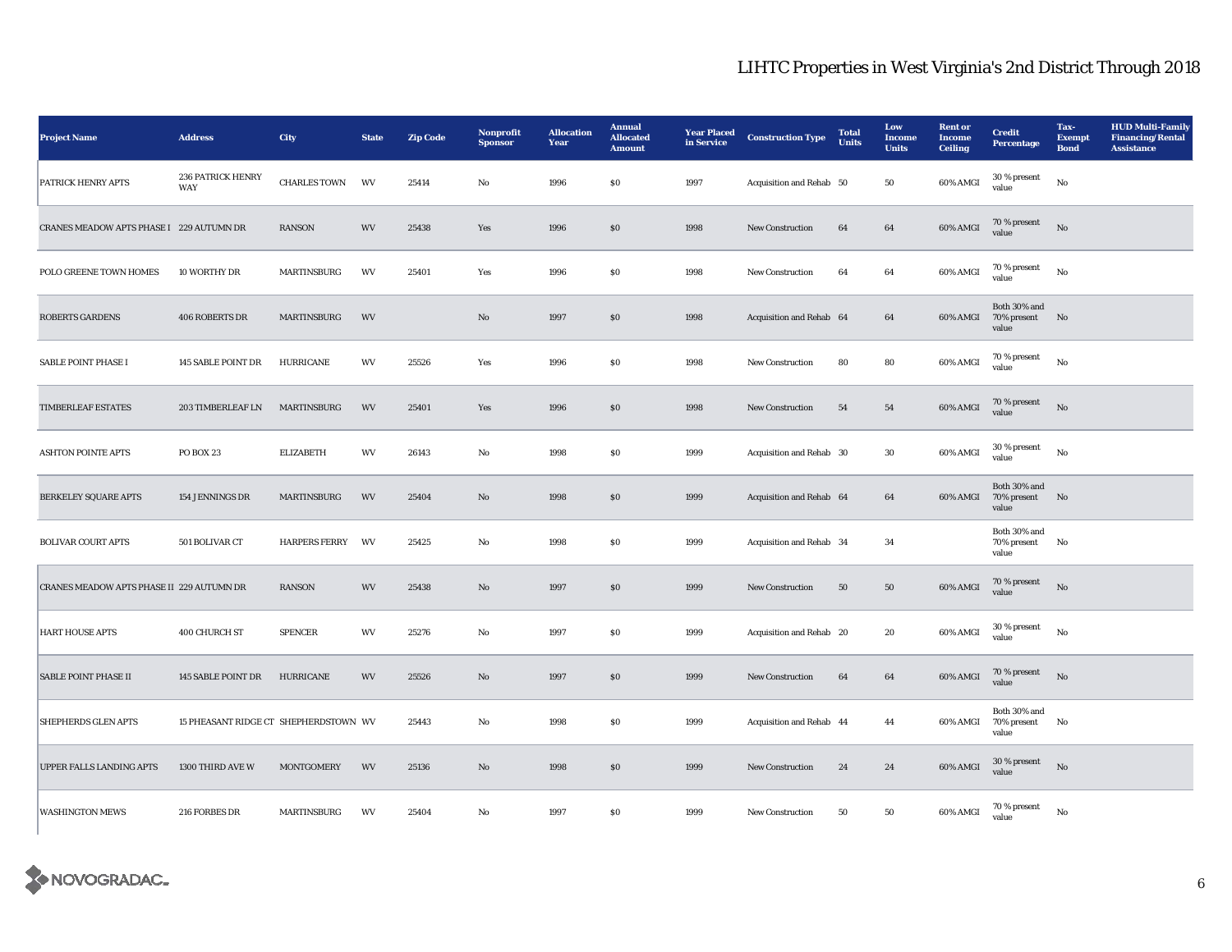# LIHTC Properties in West Virginia's 2nd District Through 2018

| Project Name | Address | City | State | Zip Code | Nonprofit Sponsor | Allocation Year | Annual Allocated Amount | Year Placed in Service | Construction Type | Total Units | Low Income Units | Rent or Income Ceiling | Credit Percentage | Tax-Exempt Bond | HUD Multi-Family Financing/Rental Assistance |
|---|---|---|---|---|---|---|---|---|---|---|---|---|---|---|---|
| PATRICK HENRY APTS | 236 PATRICK HENRY WAY | CHARLES TOWN | WV | 25414 | No | 1996 | $0 | 1997 | Acquisition and Rehab | 50 | 50 | 60% AMGI | 30 % present value | No | |
| CRANES MEADOW APTS PHASE I | 229 AUTUMN DR | RANSON | WV | 25438 | Yes | 1996 | $0 | 1998 | New Construction | 64 | 64 | 60% AMGI | 70 % present value | No | |
| POLO GREENE TOWN HOMES | 10 WORTHY DR | MARTINSBURG | WV | 25401 | Yes | 1996 | $0 | 1998 | New Construction | 64 | 64 | 60% AMGI | 70 % present value | No | |
| ROBERTS GARDENS | 406 ROBERTS DR | MARTINSBURG | WV | | No | 1997 | $0 | 1998 | Acquisition and Rehab | 64 | 64 | 60% AMGI | Both 30% and 70% present value | No | |
| SABLE POINT PHASE I | 145 SABLE POINT DR | HURRICANE | WV | 25526 | Yes | 1996 | $0 | 1998 | New Construction | 80 | 80 | 60% AMGI | 70 % present value | No | |
| TIMBERLEAF ESTATES | 203 TIMBERLEAF LN | MARTINSBURG | WV | 25401 | Yes | 1996 | $0 | 1998 | New Construction | 54 | 54 | 60% AMGI | 70 % present value | No | |
| ASHTON POINTE APTS | PO BOX 23 | ELIZABETH | WV | 26143 | No | 1998 | $0 | 1999 | Acquisition and Rehab | 30 | 30 | 60% AMGI | 30 % present value | No | |
| BERKELEY SQUARE APTS | 154 JENNINGS DR | MARTINSBURG | WV | 25404 | No | 1998 | $0 | 1999 | Acquisition and Rehab | 64 | 64 | 60% AMGI | Both 30% and 70% present value | No | |
| BOLIVAR COURT APTS | 501 BOLIVAR CT | HARPERS FERRY | WV | 25425 | No | 1998 | $0 | 1999 | Acquisition and Rehab | 34 | 34 | | Both 30% and 70% present value | No | |
| CRANES MEADOW APTS PHASE II | 229 AUTUMN DR | RANSON | WV | 25438 | No | 1997 | $0 | 1999 | New Construction | 50 | 50 | 60% AMGI | 70 % present value | No | |
| HART HOUSE APTS | 400 CHURCH ST | SPENCER | WV | 25276 | No | 1997 | $0 | 1999 | Acquisition and Rehab | 20 | 20 | 60% AMGI | 30 % present value | No | |
| SABLE POINT PHASE II | 145 SABLE POINT DR | HURRICANE | WV | 25526 | No | 1997 | $0 | 1999 | New Construction | 64 | 64 | 60% AMGI | 70 % present value | No | |
| SHEPHERDS GLEN APTS | 15 PHEASANT RIDGE CT | SHEPHERDSTOWN | WV | 25443 | No | 1998 | $0 | 1999 | Acquisition and Rehab | 44 | 44 | 60% AMGI | Both 30% and 70% present value | No | |
| UPPER FALLS LANDING APTS | 1300 THIRD AVE W | MONTGOMERY | WV | 25136 | No | 1998 | $0 | 1999 | New Construction | 24 | 24 | 60% AMGI | 30 % present value | No | |
| WASHINGTON MEWS | 216 FORBES DR | MARTINSBURG | WV | 25404 | No | 1997 | $0 | 1999 | New Construction | 50 | 50 | 60% AMGI | 70 % present value | No | |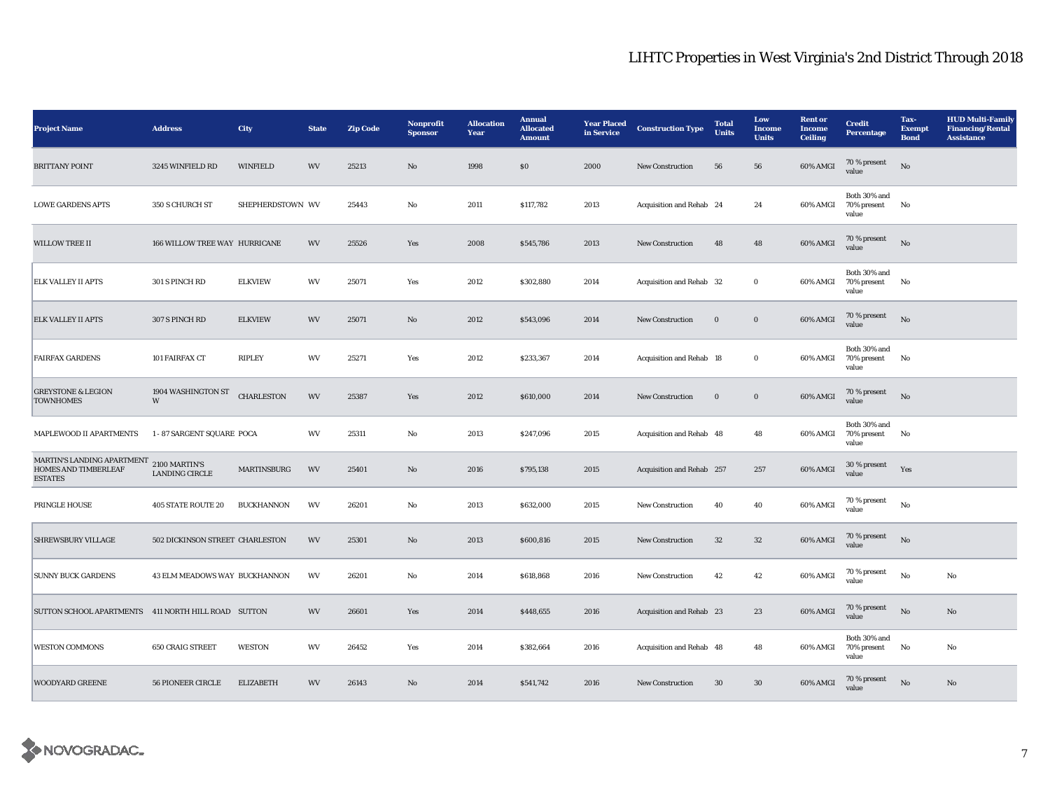# LIHTC Properties in West Virginia's 2nd District Through 2018

| Project Name | Address | City | State | Zip Code | Nonprofit Sponsor | Allocation Year | Annual Allocated Amount | Year Placed in Service | Construction Type | Total Units | Low Income Units | Rent or Income Ceiling | Credit Percentage | Tax-Exempt Bond | HUD Multi-Family Financing/Rental Assistance |
|---|---|---|---|---|---|---|---|---|---|---|---|---|---|---|---|
| BRITTANY POINT | 3245 WINFIELD RD | WINFIELD | WV | 25213 | No | 1998 | $0 | 2000 | New Construction | 56 | 56 | 60% AMGI | 70 % present value | No | |
| LOWE GARDENS APTS | 350 S CHURCH ST | SHEPHERDSTOWN | WV | 25443 | No | 2011 | $117,782 | 2013 | Acquisition and Rehab | 24 | 24 | 60% AMGI | Both 30% and 70% present value | No | |
| WILLOW TREE II | 166 WILLOW TREE WAY | HURRICANE | WV | 25526 | Yes | 2008 | $545,786 | 2013 | New Construction | 48 | 48 | 60% AMGI | 70 % present value | No | |
| ELK VALLEY II APTS | 301 S PINCH RD | ELKVIEW | WV | 25071 | Yes | 2012 | $302,880 | 2014 | Acquisition and Rehab | 32 | 0 | 60% AMGI | Both 30% and 70% present value | No | |
| ELK VALLEY II APTS | 307 S PINCH RD | ELKVIEW | WV | 25071 | No | 2012 | $543,096 | 2014 | New Construction | 0 | 0 | 60% AMGI | 70 % present value | No | |
| FAIRFAX GARDENS | 101 FAIRFAX CT | RIPLEY | WV | 25271 | Yes | 2012 | $233,367 | 2014 | Acquisition and Rehab | 18 | 0 | 60% AMGI | Both 30% and 70% present value | No | |
| GREYSTONE & LEGION TOWNHOMES | 1904 WASHINGTON ST W | CHARLESTON | WV | 25387 | Yes | 2012 | $610,000 | 2014 | New Construction | 0 | 0 | 60% AMGI | 70 % present value | No | |
| MAPLEWOOD II APARTMENTS | 1 - 87 SARGENT SQUARE | POCA | WV | 25311 | No | 2013 | $247,096 | 2015 | Acquisition and Rehab | 48 | 48 | 60% AMGI | Both 30% and 70% present value | No | |
| MARTIN'S LANDING APARTMENT HOMES AND TIMBERLEAF ESTATES | 2100 MARTIN'S LANDING CIRCLE | MARTINSBURG | WV | 25401 | No | 2016 | $795,138 | 2015 | Acquisition and Rehab | 257 | 257 | 60% AMGI | 30 % present value | Yes | |
| PRINGLE HOUSE | 405 STATE ROUTE 20 | BUCKHANNON | WV | 26201 | No | 2013 | $632,000 | 2015 | New Construction | 40 | 40 | 60% AMGI | 70 % present value | No | |
| SHREWSBURY VILLAGE | 502 DICKINSON STREET | CHARLESTON | WV | 25301 | No | 2013 | $600,816 | 2015 | New Construction | 32 | 32 | 60% AMGI | 70 % present value | No | |
| SUNNY BUCK GARDENS | 43 ELM MEADOWS WAY | BUCKHANNON | WV | 26201 | No | 2014 | $618,868 | 2016 | New Construction | 42 | 42 | 60% AMGI | 70 % present value | No | No |
| SUTTON SCHOOL APARTMENTS | 411 NORTH HILL ROAD | SUTTON | WV | 26601 | Yes | 2014 | $448,655 | 2016 | Acquisition and Rehab | 23 | 23 | 60% AMGI | 70 % present value | No | No |
| WESTON COMMONS | 650 CRAIG STREET | WESTON | WV | 26452 | Yes | 2014 | $382,664 | 2016 | Acquisition and Rehab | 48 | 48 | 60% AMGI | Both 30% and 70% present value | No | No |
| WOODYARD GREENE | 56 PIONEER CIRCLE | ELIZABETH | WV | 26143 | No | 2014 | $541,742 | 2016 | New Construction | 30 | 30 | 60% AMGI | 70 % present value | No | No |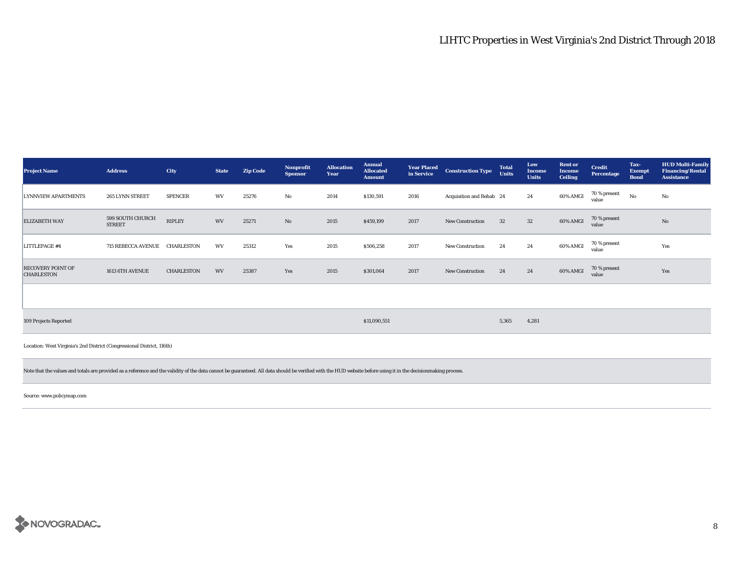| Project Name | Address | City | State | Zip Code | Nonprofit Sponsor | Allocation Year | Annual Allocated Amount | Year Placed in Service | Construction Type | Total Units | Low Income Units | Rent or Income Ceiling | Credit Percentage | Tax-Exempt Bond | HUD Multi-Family Financing/Rental Assistance |
|---|---|---|---|---|---|---|---|---|---|---|---|---|---|---|---|
| LYNNVIEW APARTMENTS | 265 LYNN STREET | SPENCER | WV | 25276 | No | 2014 | $130,591 | 2016 | Acquisition and Rehab | 24 | 24 | 60% AMGI | 70 % present value | No | No |
| ELIZABETH WAY | 599 SOUTH CHURCH STREET | RIPLEY | WV | 25271 | No | 2015 | $459,199 | 2017 | New Construction | 32 | 32 | 60% AMGI | 70 % present value | | No |
| LITTLEPAGE #4 | 715 REBECCA AVENUE | CHARLESTON | WV | 25312 | Yes | 2015 | $506,258 | 2017 | New Construction | 24 | 24 | 60% AMGI | 70 % present value | | Yes |
| RECOVERY POINT OF CHARLESTON | 1613 6TH AVENUE | CHARLESTON | WV | 25387 | Yes | 2015 | $301,064 | 2017 | New Construction | 24 | 24 | 60% AMGI | 70 % present value | | Yes |
| | | | | | | | | | | | | | | | |
| 109 Projects Reported | | | | | | | $11,090,551 | | | 5,365 | 4,281 | | | | |

Location: West Virginia's 2nd District (Congressional District, 116th)

Note that the values and totals are provided as a reference and the validity of the data cannot be guaranteed. All data should be verified with the HUD website before using it in the decisionmaking process.

Source: www.policymap.com